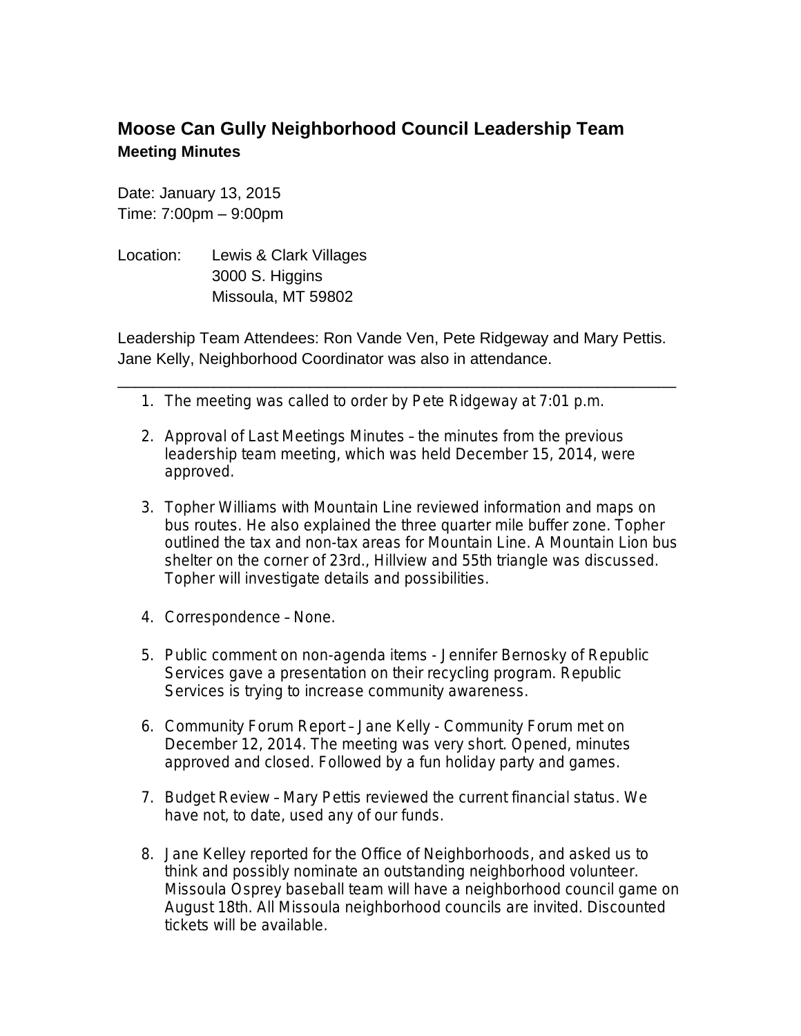# Moose Can Gully Neighborhood Council Leadership Team

**Meeting Minutes**

Date: January 13, 2015
Time: 7:00pm – 9:00pm

Location: Lewis & Clark Villages
3000 S. Higgins
Missoula, MT 59802

Leadership Team Attendees: Ron Vande Ven, Pete Ridgeway and Mary Pettis. Jane Kelly, Neighborhood Coordinator was also in attendance.

---

1. The meeting was called to order by Pete Ridgeway at 7:01 p.m.

2. Approval of Last Meetings Minutes – the minutes from the previous leadership team meeting, which was held December 15, 2014, were approved.

3. Topher Williams with Mountain Line reviewed information and maps on bus routes. He also explained the three quarter mile buffer zone. Topher outlined the tax and non-tax areas for Mountain Line. A Mountain Lion bus shelter on the corner of 23rd., Hillview and 55th triangle was discussed. Topher will investigate details and possibilities.

4. Correspondence – None.

5. Public comment on non-agenda items - Jennifer Bernosky of Republic Services gave a presentation on their recycling program. Republic Services is trying to increase community awareness.

6. Community Forum Report – Jane Kelly - Community Forum met on December 12, 2014. The meeting was very short. Opened, minutes approved and closed. Followed by a fun holiday party and games.

7. Budget Review – Mary Pettis reviewed the current financial status. We have not, to date, used any of our funds.

8. Jane Kelley reported for the Office of Neighborhoods, and asked us to think and possibly nominate an outstanding neighborhood volunteer. Missoula Osprey baseball team will have a neighborhood council game on August 18th. All Missoula neighborhood councils are invited. Discounted tickets will be available.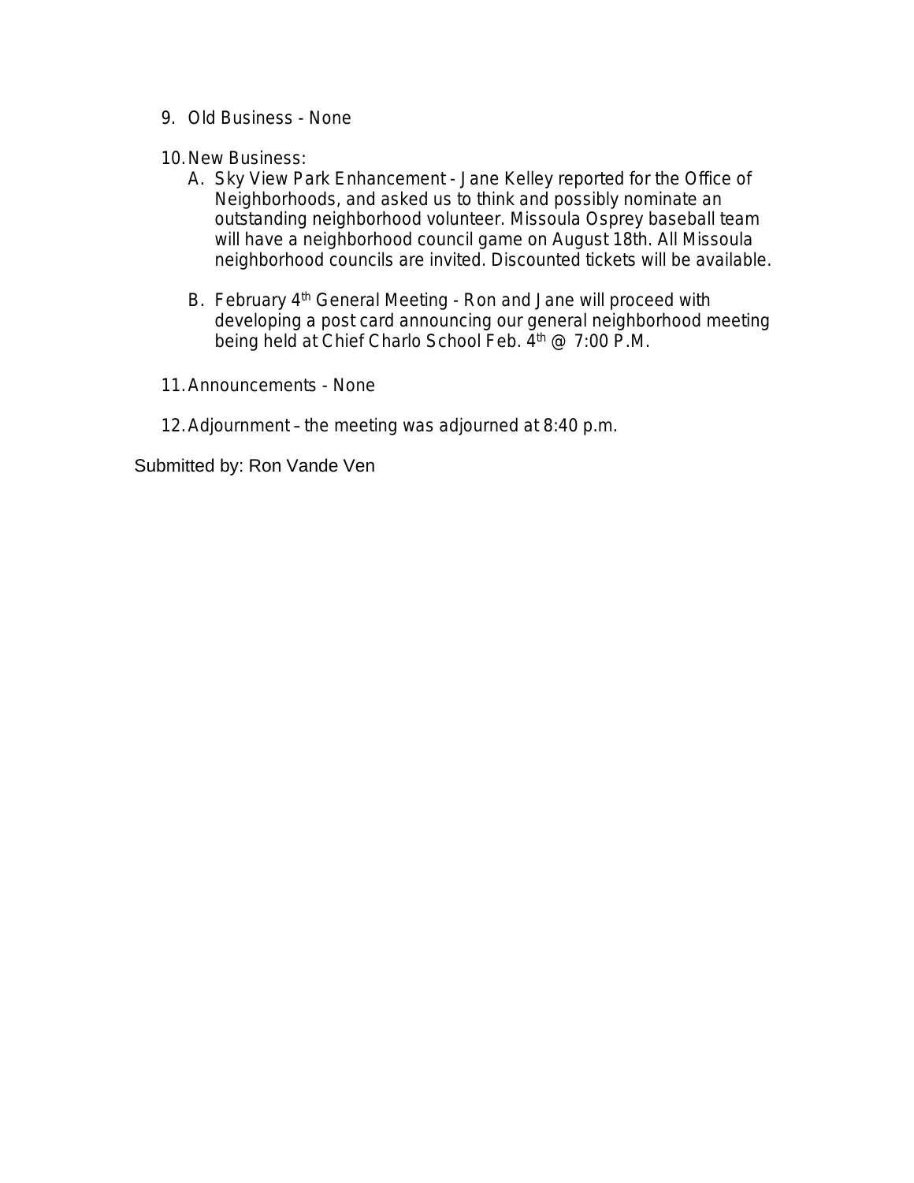9. Old Business - None

10. New Business:
    A. Sky View Park Enhancement - Jane Kelley reported for the Office of Neighborhoods, and asked us to think and possibly nominate an outstanding neighborhood volunteer. Missoula Osprey baseball team will have a neighborhood council game on August 18th. All Missoula neighborhood councils are invited. Discounted tickets will be available.

    B. February 4th General Meeting - Ron and Jane will proceed with developing a post card announcing our general neighborhood meeting being held at Chief Charlo School Feb. 4th @ 7:00 P.M.

11. Announcements - None

12. Adjournment – the meeting was adjourned at 8:40 p.m.

Submitted by: Ron Vande Ven